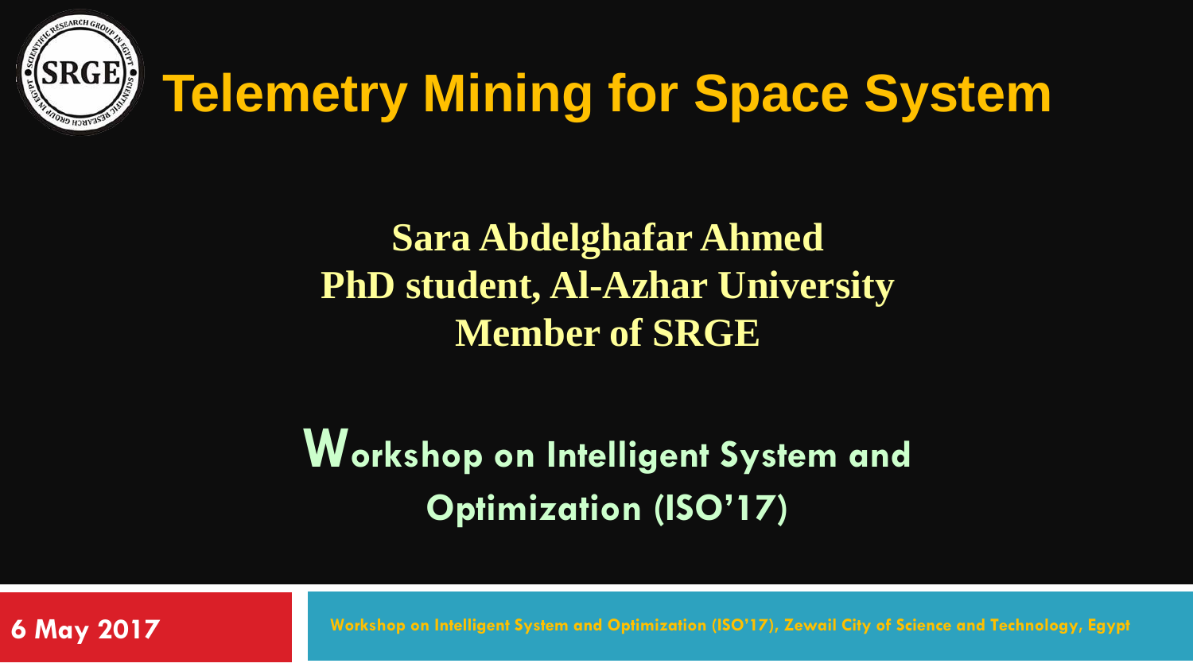# Telemetry Mining for Space System

**Sara Abdelghafar Ahmed**
**PhD student, Al-Azhar University**
**Member of SRGE**

**Workshop on Intelligent System and Optimization (ISO'17)**

**6 May 2017**

**Workshop on Intelligent System and Optimization (ISO'17), Zewail City of Science and Technology, Egypt**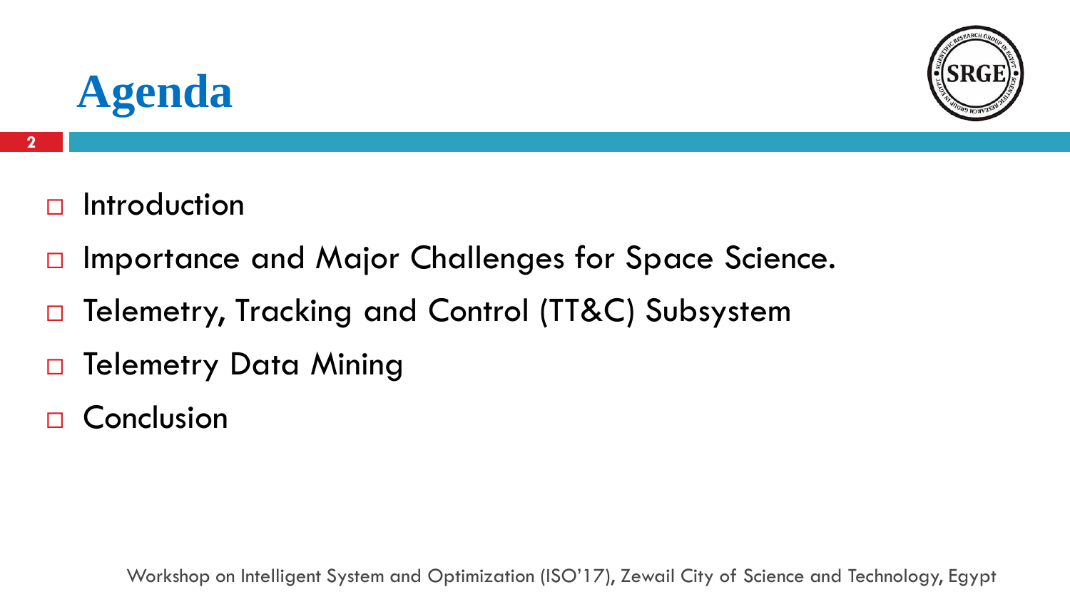# Agenda

- Introduction
- Importance and Major Challenges for Space Science.
- Telemetry, Tracking and Control (TT&C) Subsystem
- Telemetry Data Mining
- Conclusion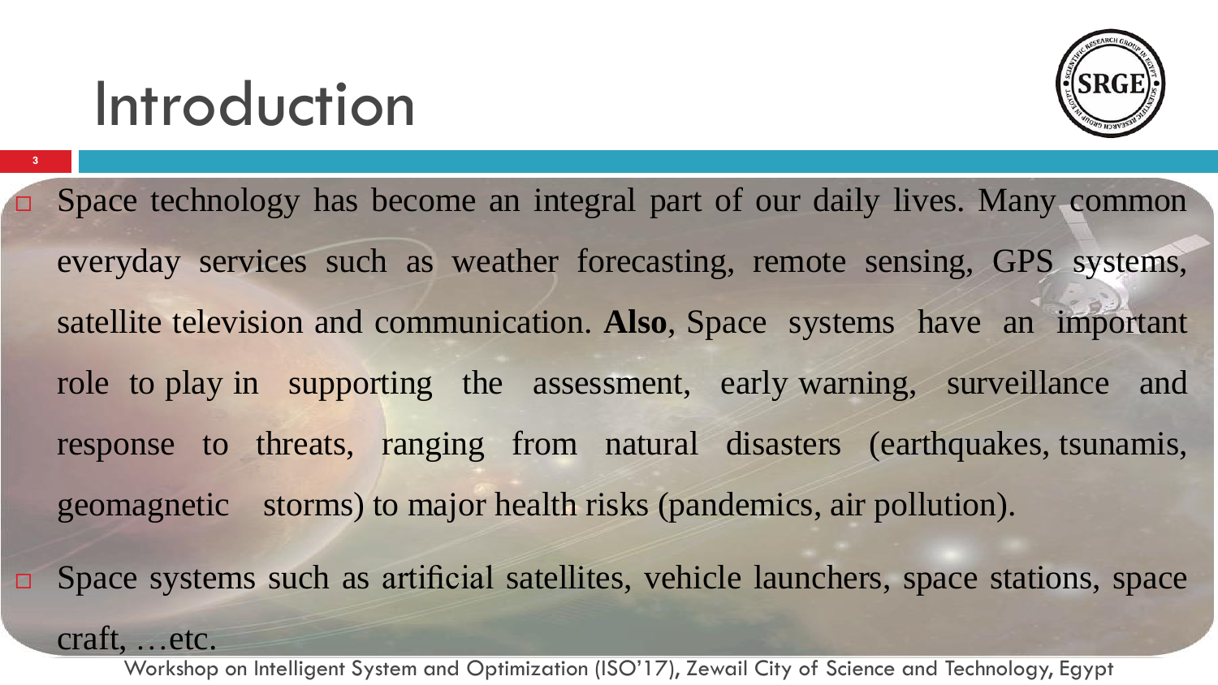# Introduction

- Space technology has become an integral part of our daily lives. Many common everyday services such as weather forecasting, remote sensing, GPS systems, satellite television and communication. **Also**, Space systems have an important role to play in supporting the assessment, early warning, surveillance and response to threats, ranging from natural disasters (earthquakes, tsunamis, geomagnetic storms) to major health risks (pandemics, air pollution).
- Space systems such as artificial satellites, vehicle launchers, space stations, space craft, …etc.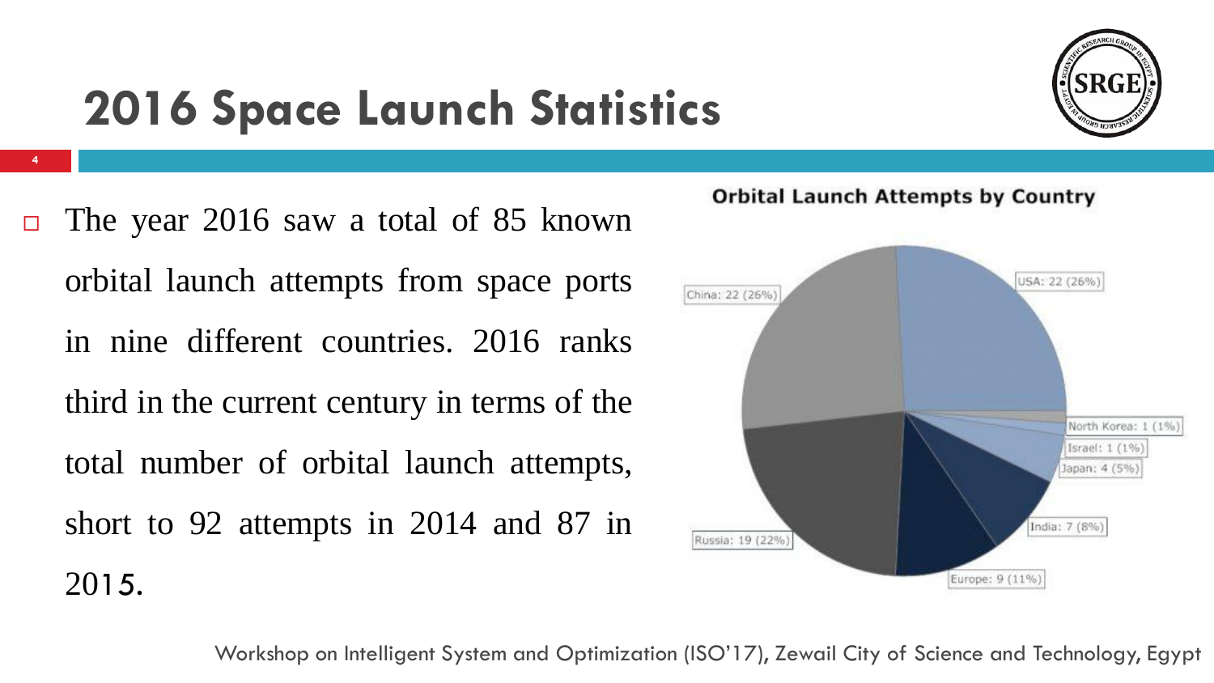# 2016 Space Launch Statistics

- The year 2016 saw a total of 85 known orbital launch attempts from space ports in nine different countries. 2016 ranks third in the current century in terms of the total number of orbital launch attempts, short to 92 attempts in 2014 and 87 in 2015.

**Orbital Launch Attempts by Country**

China: 22 (26%)

USA: 22 (26%)

North Korea: 1 (1%)

Israel: 1 (1%)

Japan: 4 (5%)

India: 7 (8%)

Europe: 9 (11%)

Russia: 19 (22%)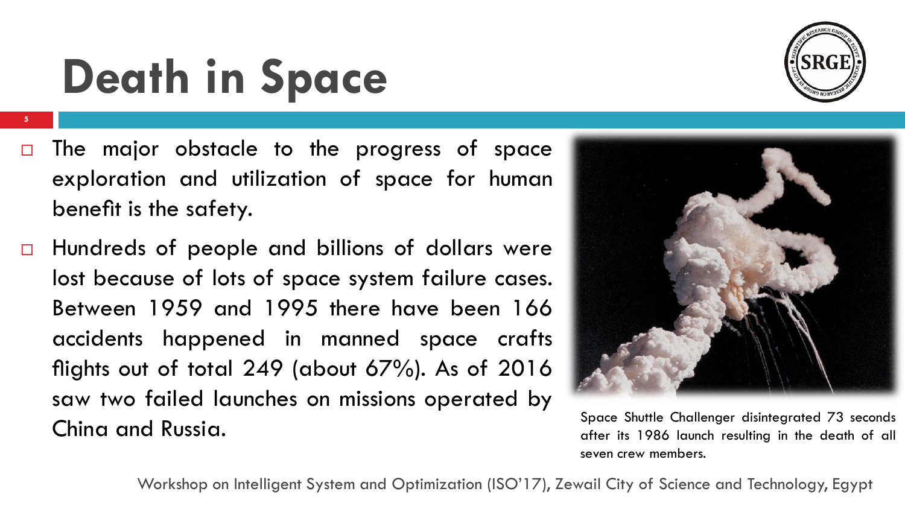# Death in Space

- The major obstacle to the progress of space exploration and utilization of space for human benefit is the safety.
- Hundreds of people and billions of dollars were lost because of lots of space system failure cases. Between 1959 and 1995 there have been 166 accidents happened in manned space crafts flights out of total 249 (about 67%). As of 2016 saw two failed launches on missions operated by China and Russia.

Space Shuttle Challenger disintegrated 73 seconds after its 1986 launch resulting in the death of all seven crew members.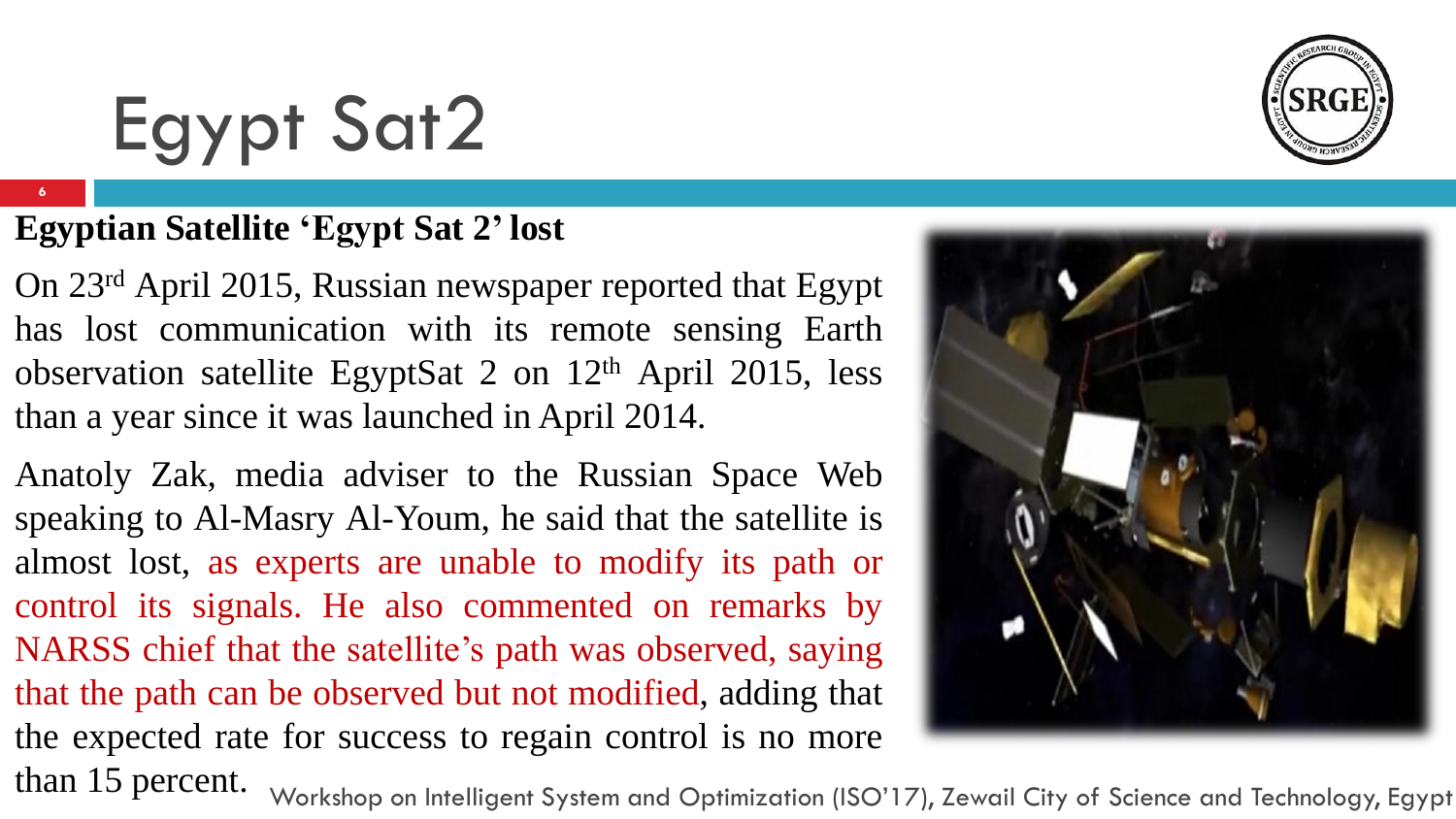# Egypt Sat2

**Egyptian Satellite 'Egypt Sat 2' lost**

On 23rd April 2015, Russian newspaper reported that Egypt has lost communication with its remote sensing Earth observation satellite EgyptSat 2 on 12th April 2015, less than a year since it was launched in April 2014.

Anatoly Zak, media adviser to the Russian Space Web speaking to Al-Masry Al-Youm, he said that the satellite is almost lost, as experts are unable to modify its path or control its signals. He also commented on remarks by NARSS chief that the satellite's path was observed, saying that the path can be observed but not modified, adding that the expected rate for success to regain control is no more than 15 percent.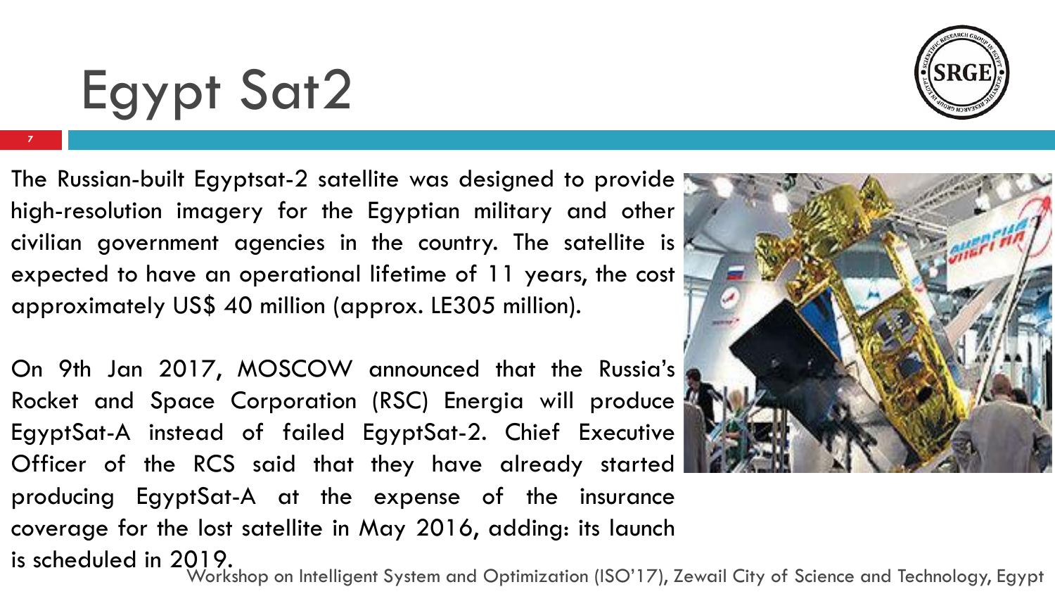# Egypt Sat2

The Russian-built Egyptsat-2 satellite was designed to provide high-resolution imagery for the Egyptian military and other civilian government agencies in the country. The satellite is expected to have an operational lifetime of 11 years, the cost approximately US$ 40 million (approx. LE305 million).

On 9th Jan 2017, MOSCOW announced that the Russia's Rocket and Space Corporation (RSC) Energia will produce EgyptSat-A instead of failed EgyptSat-2. Chief Executive Officer of the RCS said that they have already started producing EgyptSat-A at the expense of the insurance coverage for the lost satellite in May 2016, adding: its launch is scheduled in 2019.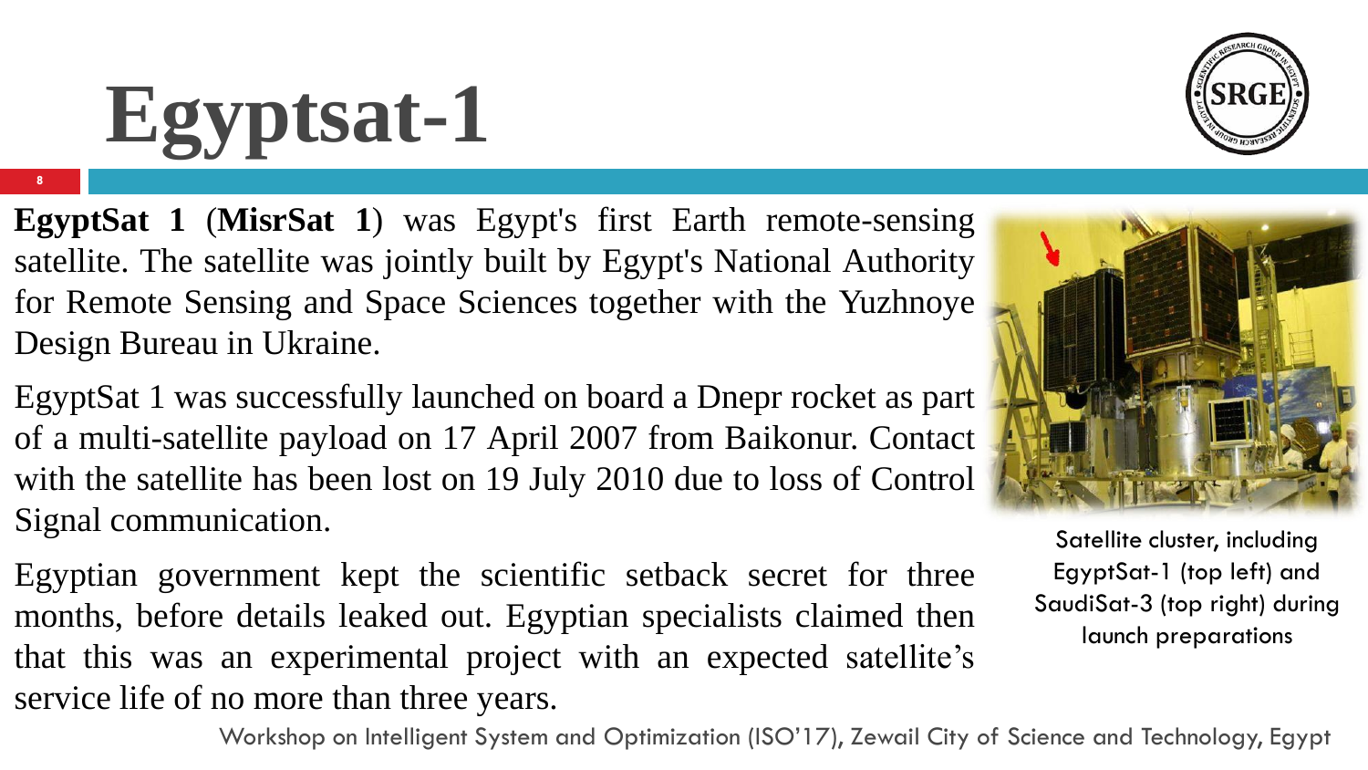# Egyptsat-1

**EgyptSat 1** (**MisrSat 1**) was Egypt's first Earth remote-sensing satellite. The satellite was jointly built by Egypt's National Authority for Remote Sensing and Space Sciences together with the Yuzhnoye Design Bureau in Ukraine.

EgyptSat 1 was successfully launched on board a Dnepr rocket as part of a multi-satellite payload on 17 April 2007 from Baikonur. Contact with the satellite has been lost on 19 July 2010 due to loss of Control Signal communication.

Egyptian government kept the scientific setback secret for three months, before details leaked out. Egyptian specialists claimed then that this was an experimental project with an expected satellite's service life of no more than three years.

Satellite cluster, including EgyptSat-1 (top left) and SaudiSat-3 (top right) during launch preparations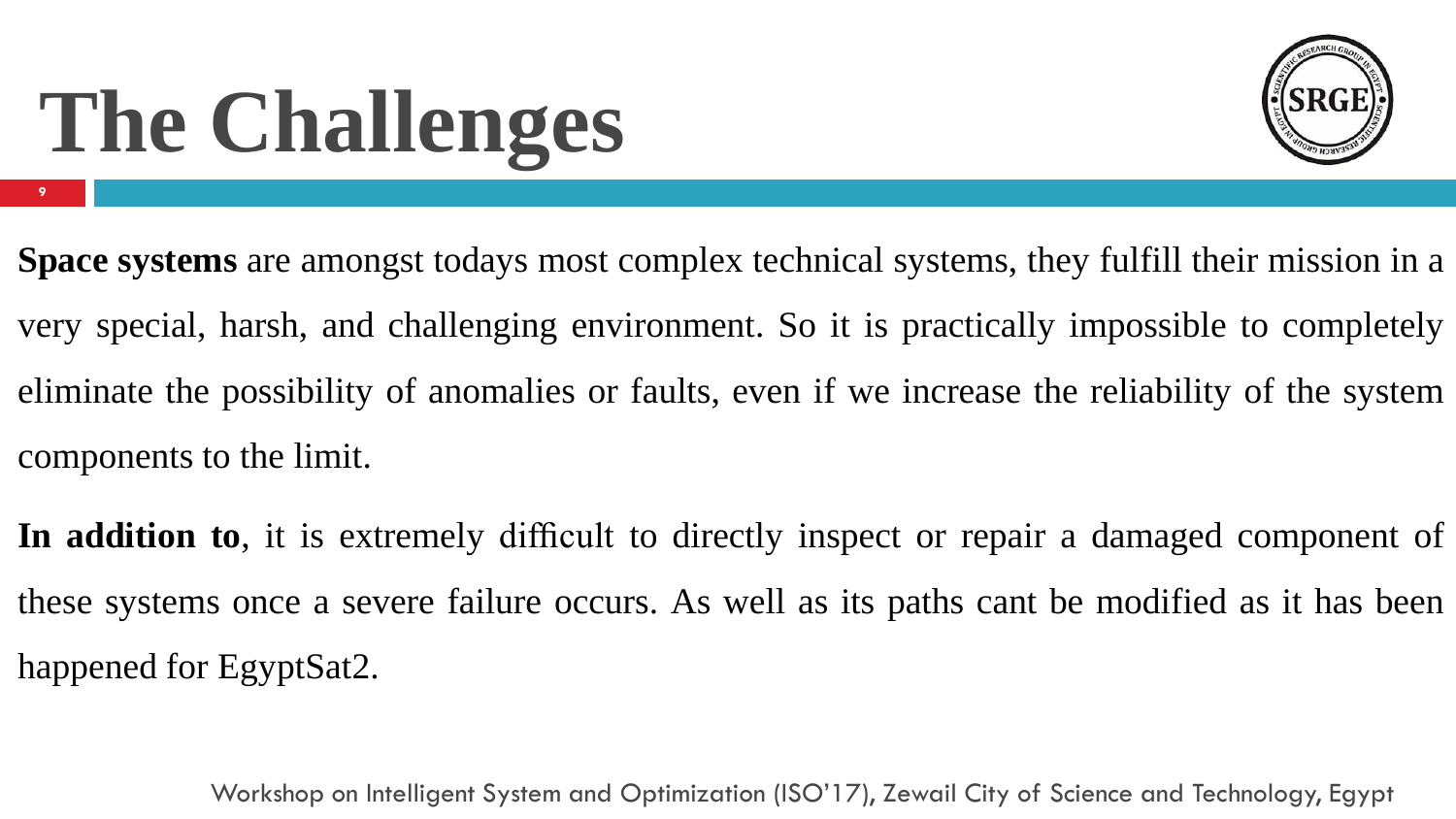# The Challenges

**Space systems** are amongst todays most complex technical systems, they fulfill their mission in a very special, harsh, and challenging environment. So it is practically impossible to completely eliminate the possibility of anomalies or faults, even if we increase the reliability of the system components to the limit.

**In addition to**, it is extremely difficult to directly inspect or repair a damaged component of these systems once a severe failure occurs. As well as its paths cant be modified as it has been happened for EgyptSat2.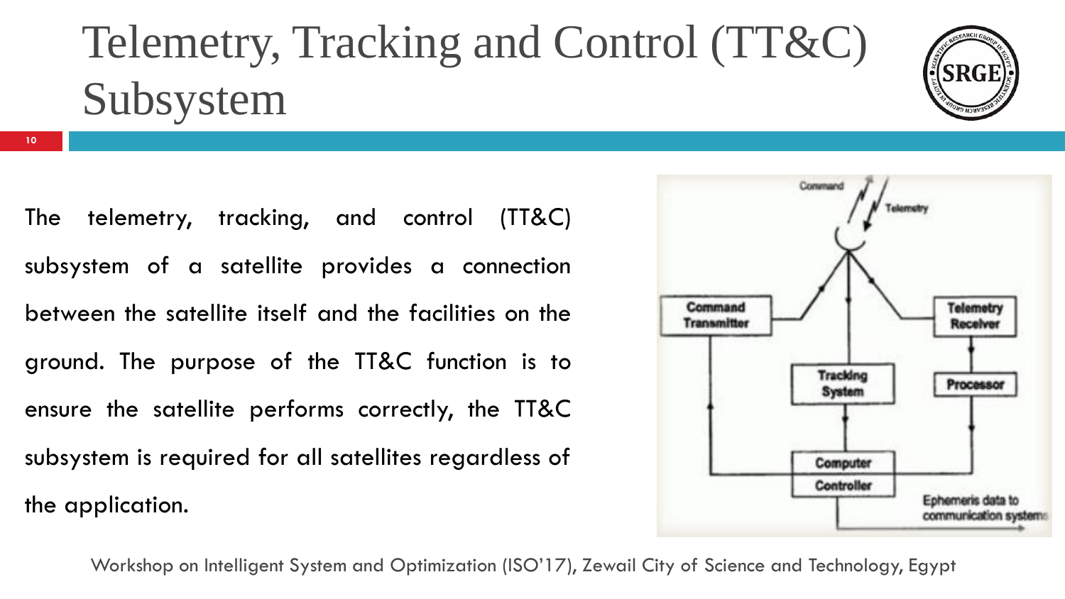# Telemetry, Tracking and Control (TT&C) Subsystem

The telemetry, tracking, and control (TT&C) subsystem of a satellite provides a connection between the satellite itself and the facilities on the ground. The purpose of the TT&C function is to ensure the satellite performs correctly, the TT&C subsystem is required for all satellites regardless of the application.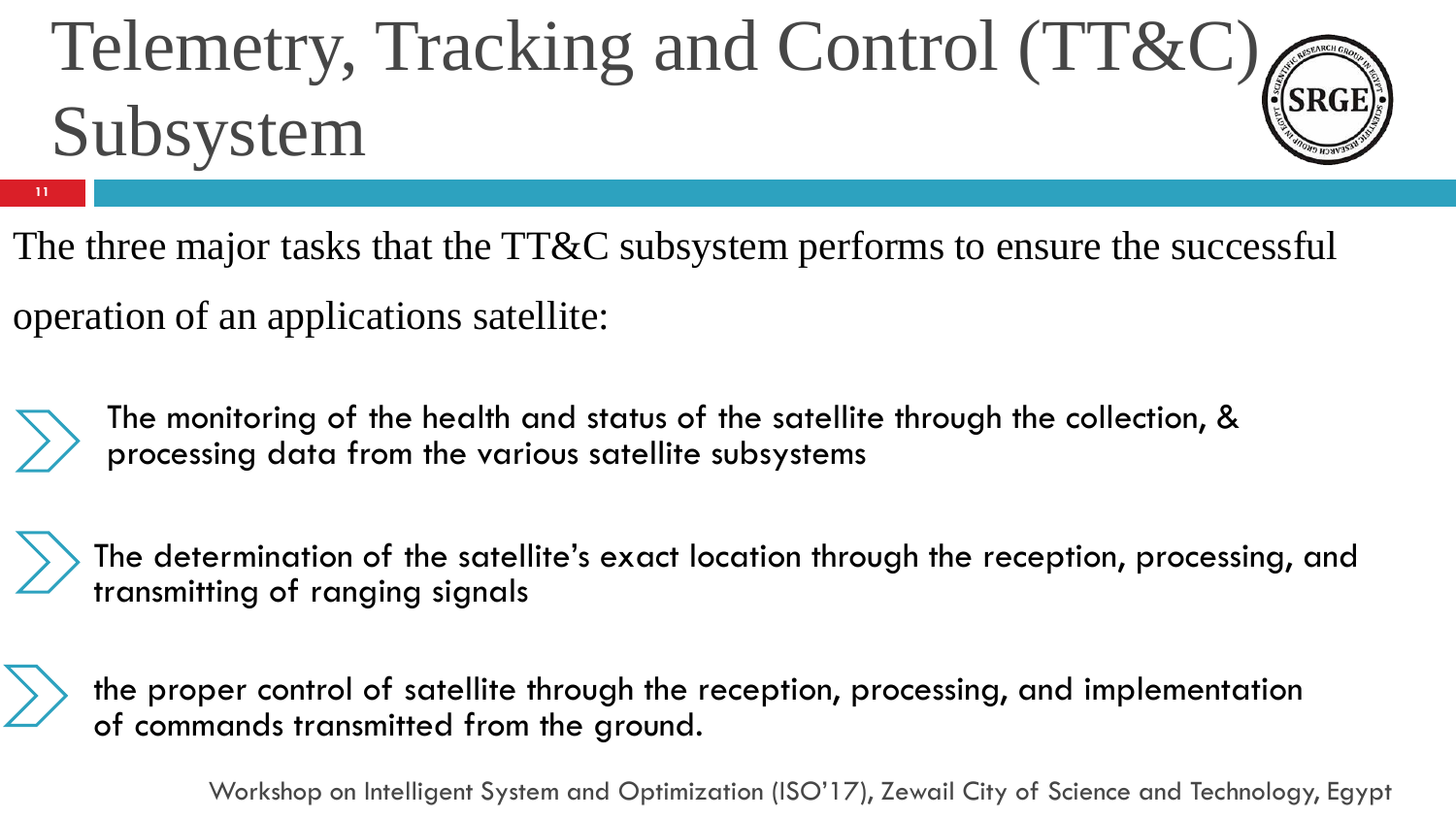# Telemetry, Tracking and Control (TT&C) Subsystem

The three major tasks that the TT&C subsystem performs to ensure the successful operation of an applications satellite:

- The monitoring of the health and status of the satellite through the collection, & processing data from the various satellite subsystems
- The determination of the satellite's exact location through the reception, processing, and transmitting of ranging signals
- the proper control of satellite through the reception, processing, and implementation of commands transmitted from the ground.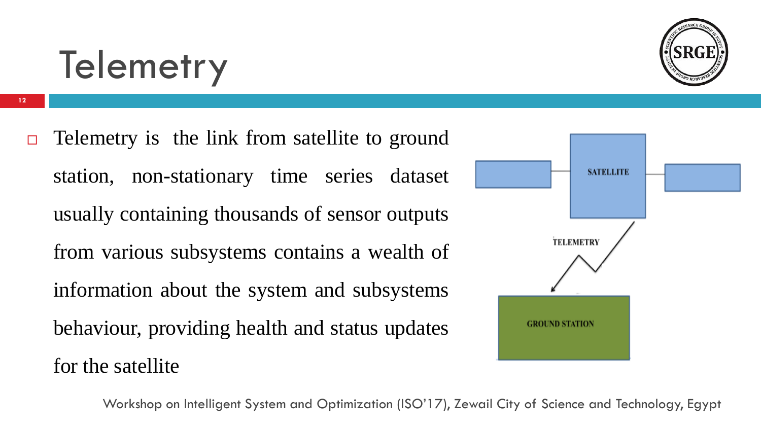# Telemetry

- Telemetry is the link from satellite to ground station, non-stationary time series dataset usually containing thousands of sensor outputs from various subsystems contains a wealth of information about the system and subsystems behaviour, providing health and status updates for the satellite

SATELLITE

TELEMETRY

GROUND STATION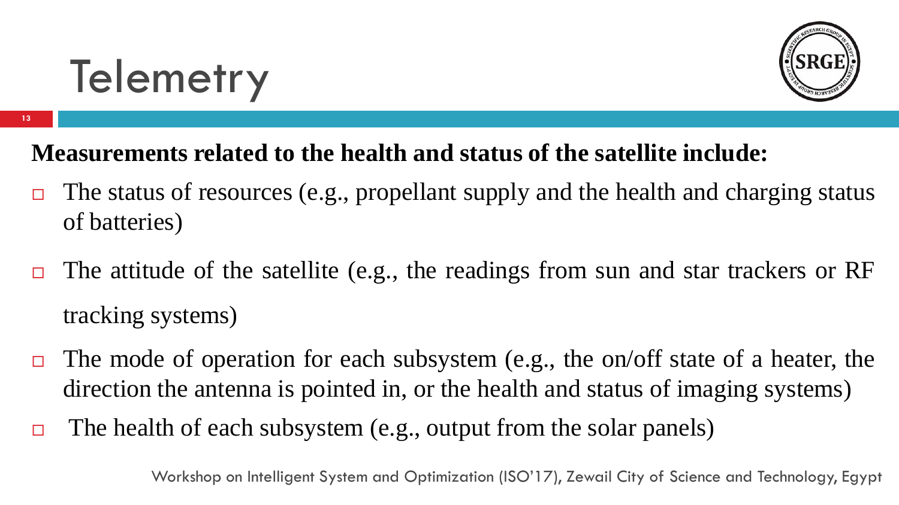# Telemetry

**Measurements related to the health and status of the satellite include:**

- The status of resources (e.g., propellant supply and the health and charging status of batteries)
- The attitude of the satellite (e.g., the readings from sun and star trackers or RF tracking systems)
- The mode of operation for each subsystem (e.g., the on/off state of a heater, the direction the antenna is pointed in, or the health and status of imaging systems)
- The health of each subsystem (e.g., output from the solar panels)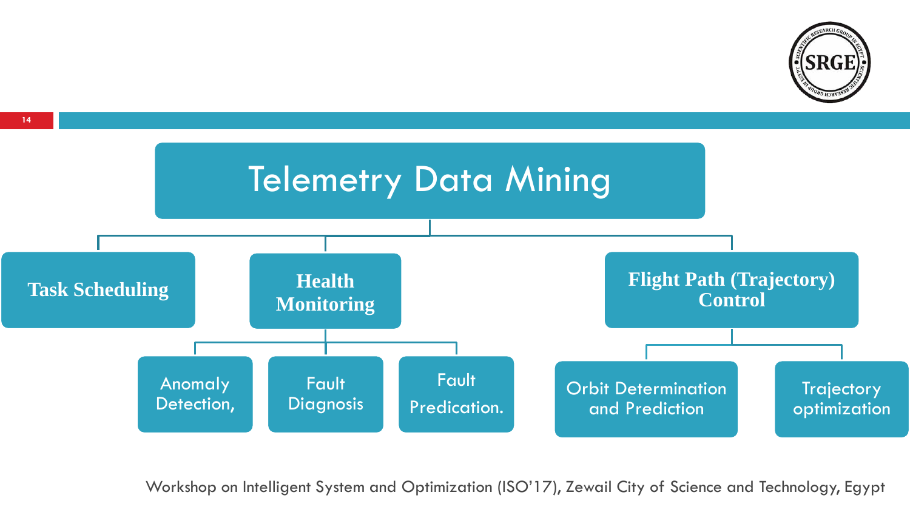# Telemetry Data Mining

- **Task Scheduling**
- **Health Monitoring**
  - Anomaly Detection,
  - Fault Diagnosis
  - Fault Predication.
- **Flight Path (Trajectory) Control**
  - Orbit Determination and Prediction
  - Trajectory optimization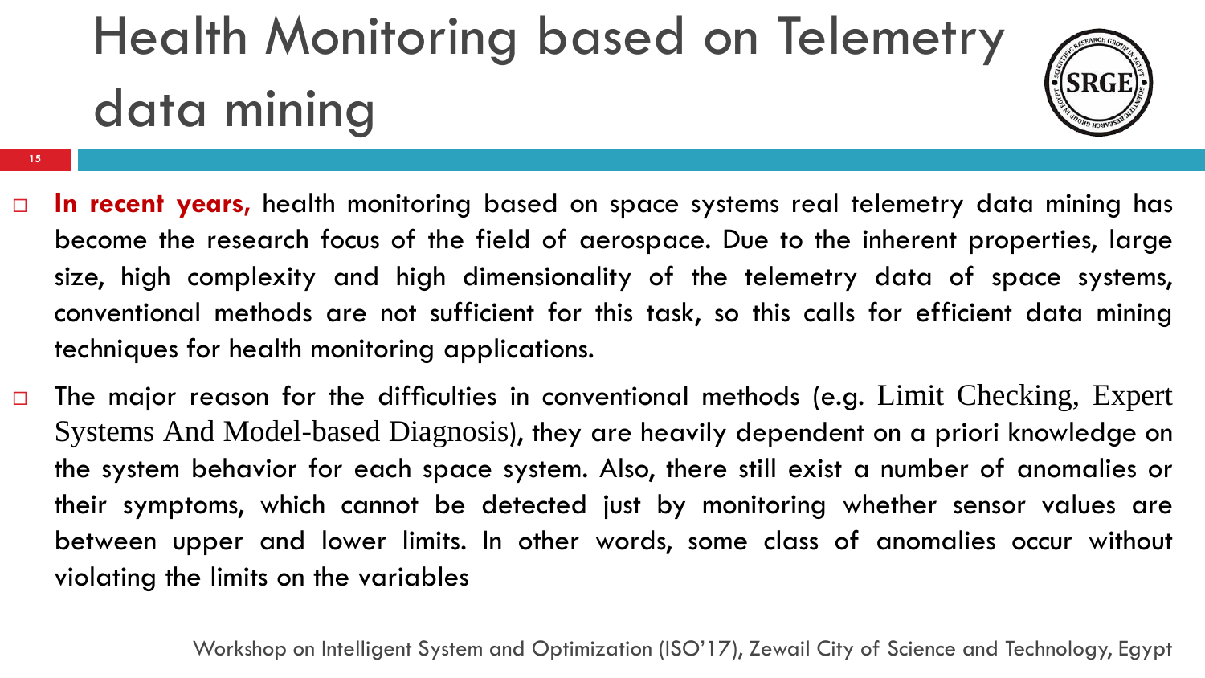# Health Monitoring based on Telemetry data mining

- **In recent years,** health monitoring based on space systems real telemetry data mining has become the research focus of the field of aerospace. Due to the inherent properties, large size, high complexity and high dimensionality of the telemetry data of space systems, conventional methods are not sufficient for this task, so this calls for efficient data mining techniques for health monitoring applications.
- The major reason for the difficulties in conventional methods (e.g. Limit Checking, Expert Systems And Model-based Diagnosis), they are heavily dependent on a priori knowledge on the system behavior for each space system. Also, there still exist a number of anomalies or their symptoms, which cannot be detected just by monitoring whether sensor values are between upper and lower limits. In other words, some class of anomalies occur without violating the limits on the variables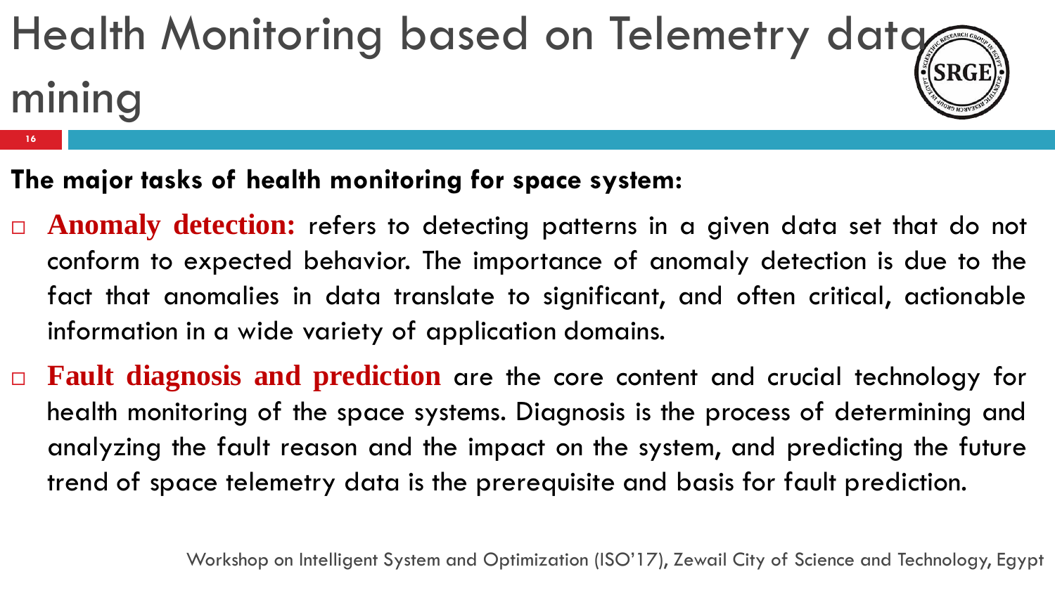# Health Monitoring based on Telemetry data mining

**The major tasks of health monitoring for space system:**

- **Anomaly detection:** refers to detecting patterns in a given data set that do not conform to expected behavior. The importance of anomaly detection is due to the fact that anomalies in data translate to significant, and often critical, actionable information in a wide variety of application domains.
- **Fault diagnosis and prediction** are the core content and crucial technology for health monitoring of the space systems. Diagnosis is the process of determining and analyzing the fault reason and the impact on the system, and predicting the future trend of space telemetry data is the prerequisite and basis for fault prediction.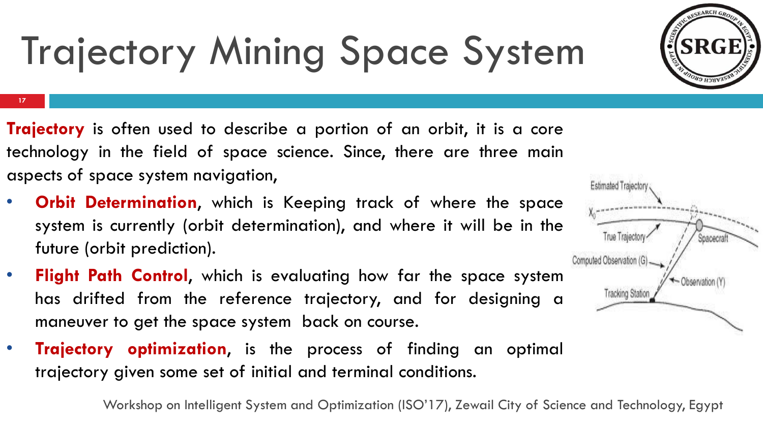# Trajectory Mining Space System

**Trajectory** is often used to describe a portion of an orbit, it is a core technology in the field of space science. Since, there are three main aspects of space system navigation,

- **Orbit Determination**, which is Keeping track of where the space system is currently (orbit determination), and where it will be in the future (orbit prediction).
- **Flight Path Control**, which is evaluating how far the space system has drifted from the reference trajectory, and for designing a maneuver to get the space system back on course.
- **Trajectory optimization**, is the process of finding an optimal trajectory given some set of initial and terminal conditions.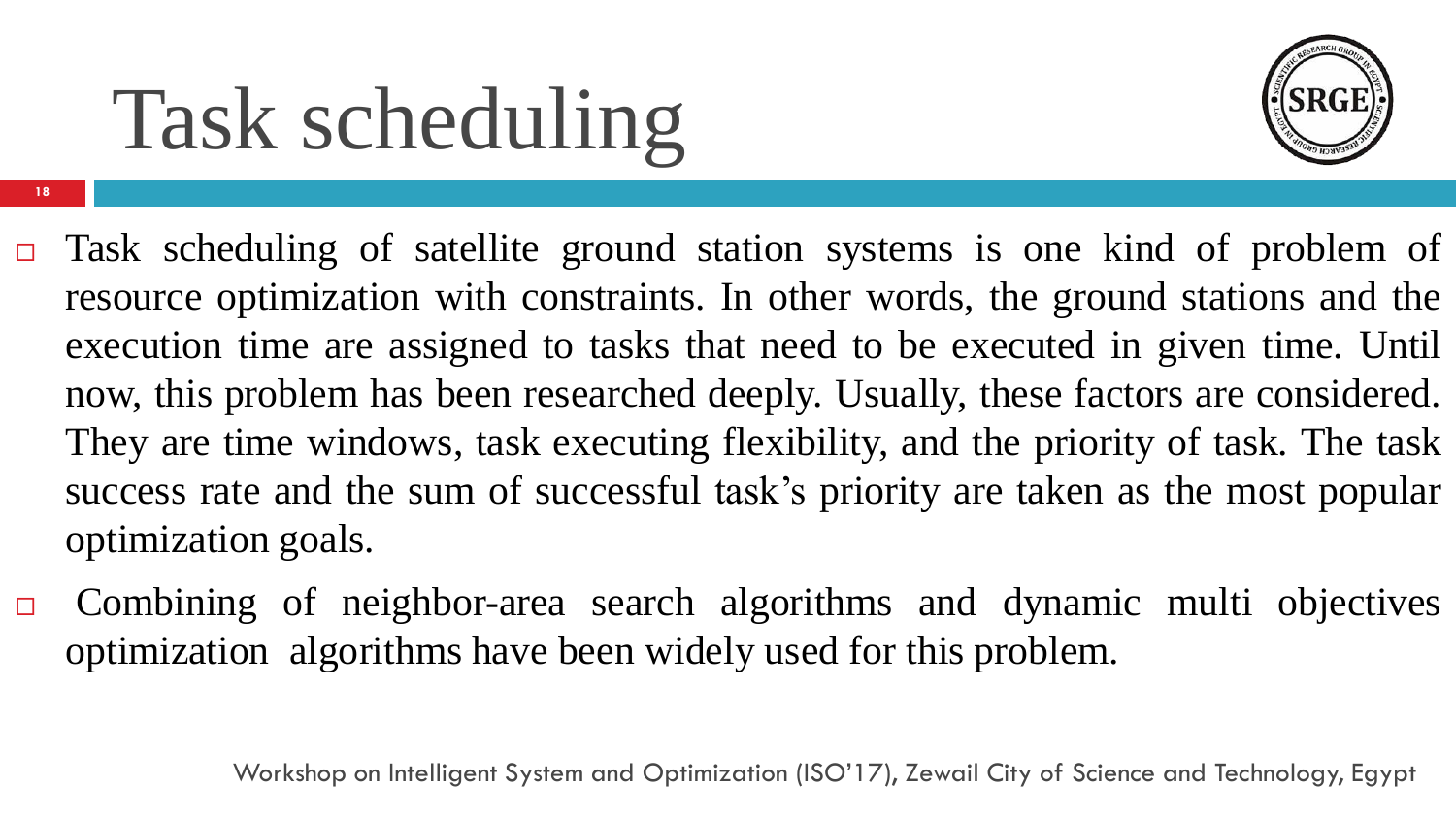# Task scheduling

- Task scheduling of satellite ground station systems is one kind of problem of resource optimization with constraints. In other words, the ground stations and the execution time are assigned to tasks that need to be executed in given time. Until now, this problem has been researched deeply. Usually, these factors are considered. They are time windows, task executing flexibility, and the priority of task. The task success rate and the sum of successful task's priority are taken as the most popular optimization goals.
- Combining of neighbor-area search algorithms and dynamic multi objectives optimization algorithms have been widely used for this problem.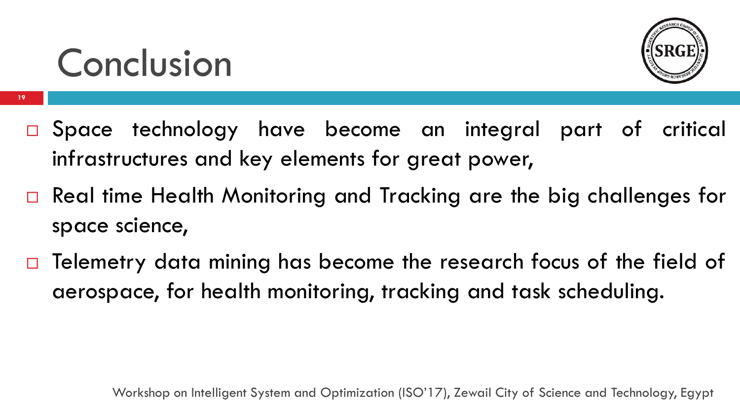# Conclusion

- Space technology have become an integral part of critical infrastructures and key elements for great power,
- Real time Health Monitoring and Tracking are the big challenges for space science,
- Telemetry data mining has become the research focus of the field of aerospace, for health monitoring, tracking and task scheduling.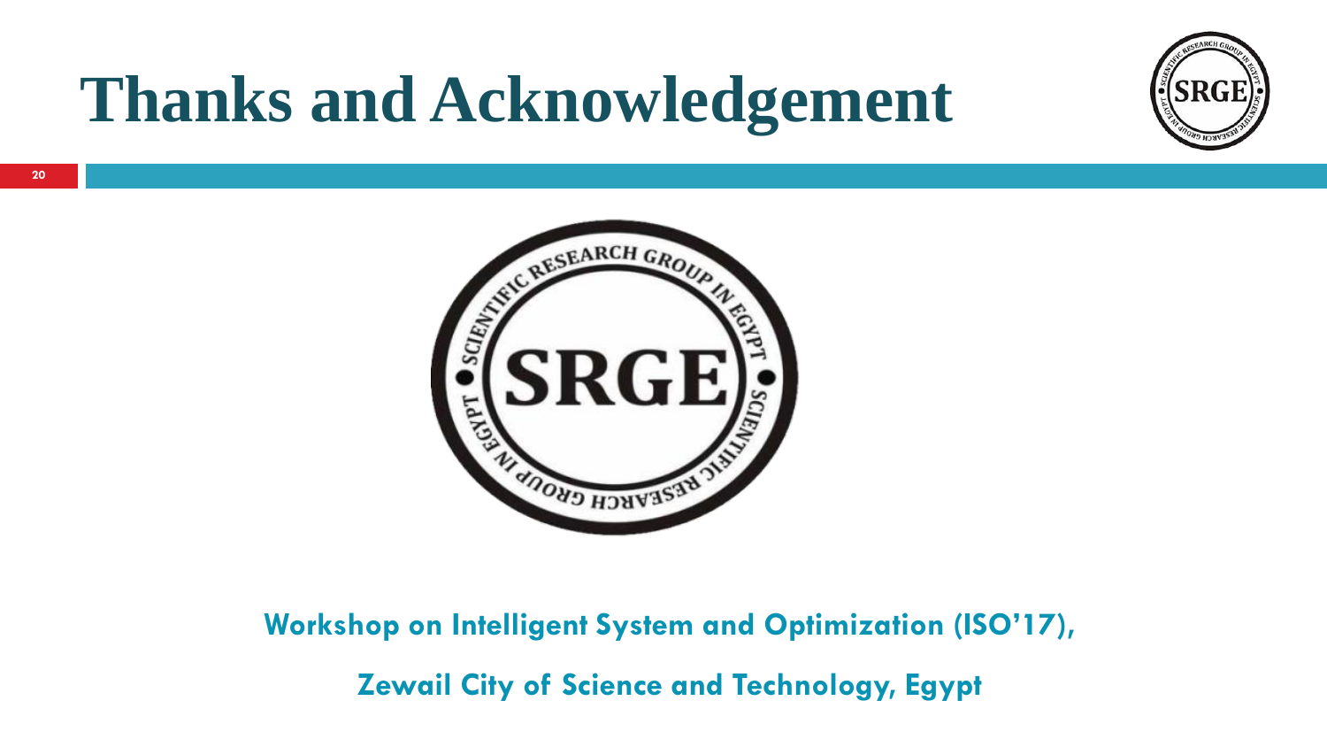# Thanks and Acknowledgement

**Workshop on Intelligent System and Optimization (ISO'17),**

**Zewail City of Science and Technology, Egypt**